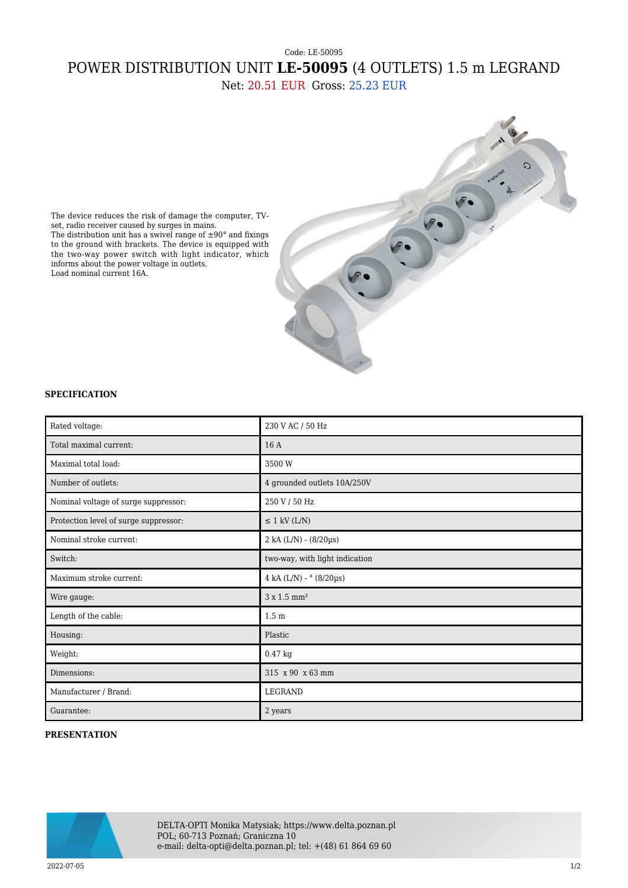Code: LE-50095

# POWER DISTRIBUTION UNIT **LE-50095** (4 OUTLETS) 1.5 m LEGRAND

Net: 20.51 EUR Gross: 25.23 EUR

The device reduces the risk of damage the computer, TV-set, radio receiver caused by surges in mains.
The distribution unit has a swivel range of ±90° and fixings to the ground with brackets. The device is equipped with the two-way power switch with light indicator, which informs about the power voltage in outlets.
Load nominal current 16A.

### SPECIFICATION

| | |
|---|---|
| Rated voltage: | 230 V AC / 50 Hz |
| Total maximal current: | 16 A |
| Maximal total load: | 3500 W |
| Number of outlets: | 4 grounded outlets 10A/250V |
| Nominal voltage of surge suppressor: | 250 V / 50 Hz |
| Protection level of surge suppressor: | ≤ 1 kV (L/N) |
| Nominal stroke current: | 2 kA (L/N) - (8/20µs) |
| Switch: | two-way, with light indication |
| Maximum stroke current: | 4 kA (L/N) - ° (8/20µs) |
| Wire gauge: | 3 x 1.5 mm² |
| Length of the cable: | 1.5 m |
| Housing: | Plastic |
| Weight: | 0.47 kg |
| Dimensions: | 315 x 90 x 63 mm |
| Manufacturer / Brand: | LEGRAND |
| Guarantee: | 2 years |

### PRESENTATION

DELTA-OPTI Monika Matysiak; https://www.delta.poznan.pl
POL; 60-713 Poznań; Graniczna 10
e-mail: delta-opti@delta.poznan.pl; tel: +(48) 61 864 69 60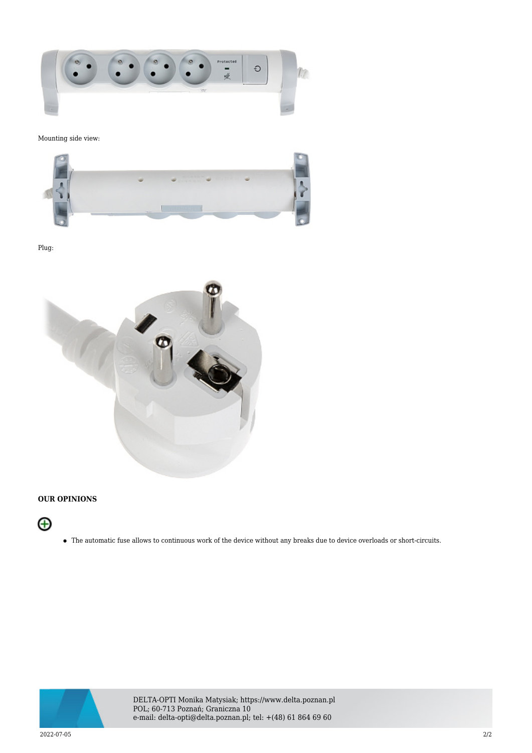Mounting side view:

Plug:

**OUR OPINIONS**

⊕

- The automatic fuse allows to continuous work of the device without any breaks due to device overloads or short-circuits.

DELTA-OPTI Monika Matysiak; https://www.delta.poznan.pl
POL; 60-713 Poznań; Graniczna 10
e-mail: delta-opti@delta.poznan.pl; tel: +(48) 61 864 69 60

2022-07-05